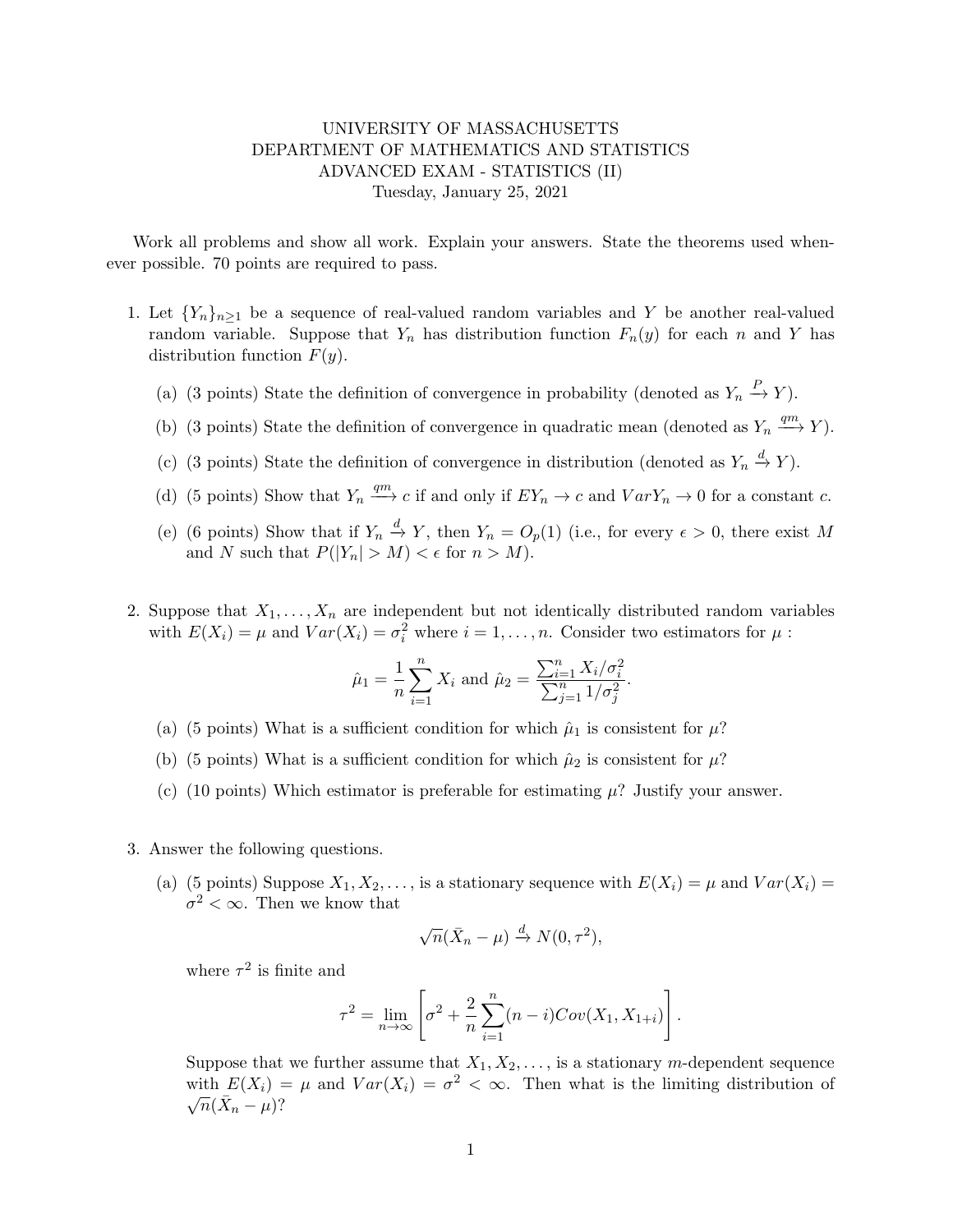UNIVERSITY OF MASSACHUSETTS
DEPARTMENT OF MATHEMATICS AND STATISTICS
ADVANCED EXAM - STATISTICS (II)
Tuesday, January 25, 2021

Work all problems and show all work. Explain your answers. State the theorems used whenever possible. 70 points are required to pass.

1. Let $\{Y_n\}_{n\geq 1}$ be a sequence of real-valued random variables and $Y$ be another real-valued random variable. Suppose that $Y_n$ has distribution function $F_n(y)$ for each $n$ and $Y$ has distribution function $F(y)$.

   (a) (3 points) State the definition of convergence in probability (denoted as $Y_n \xrightarrow{P} Y$).

   (b) (3 points) State the definition of convergence in quadratic mean (denoted as $Y_n \xrightarrow{qm} Y$).

   (c) (3 points) State the definition of convergence in distribution (denoted as $Y_n \xrightarrow{d} Y$).

   (d) (5 points) Show that $Y_n \xrightarrow{qm} c$ if and only if $EY_n \to c$ and $VarY_n \to 0$ for a constant $c$.

   (e) (6 points) Show that if $Y_n \xrightarrow{d} Y$, then $Y_n = O_p(1)$ (i.e., for every $\epsilon > 0$, there exist $M$ and $N$ such that $P(|Y_n| > M) < \epsilon$ for $n > M$).

2. Suppose that $X_1, \ldots, X_n$ are independent but not identically distributed random variables with $E(X_i) = \mu$ and $Var(X_i) = \sigma_i^2$ where $i = 1, \ldots, n$. Consider two estimators for $\mu$ :

$$\hat{\mu}_1 = \frac{1}{n}\sum_{i=1}^{n} X_i \text{ and } \hat{\mu}_2 = \frac{\sum_{i=1}^{n} X_i/\sigma_i^2}{\sum_{j=1}^{n} 1/\sigma_j^2}.$$

   (a) (5 points) What is a sufficient condition for which $\hat{\mu}_1$ is consistent for $\mu$?

   (b) (5 points) What is a sufficient condition for which $\hat{\mu}_2$ is consistent for $\mu$?

   (c) (10 points) Which estimator is preferable for estimating $\mu$? Justify your answer.

3. Answer the following questions.

   (a) (5 points) Suppose $X_1, X_2, \ldots,$ is a stationary sequence with $E(X_i) = \mu$ and $Var(X_i) = \sigma^2 < \infty$. Then we know that

$$\sqrt{n}(\bar{X}_n - \mu) \xrightarrow{d} N(0, \tau^2),$$

   where $\tau^2$ is finite and

$$\tau^2 = \lim_{n\to\infty}\left[\sigma^2 + \frac{2}{n}\sum_{i=1}^{n}(n-i)Cov(X_1, X_{1+i})\right].$$

   Suppose that we further assume that $X_1, X_2, \ldots,$ is a stationary $m$-dependent sequence with $E(X_i) = \mu$ and $Var(X_i) = \sigma^2 < \infty$. Then what is the limiting distribution of $\sqrt{n}(\bar{X}_n - \mu)$?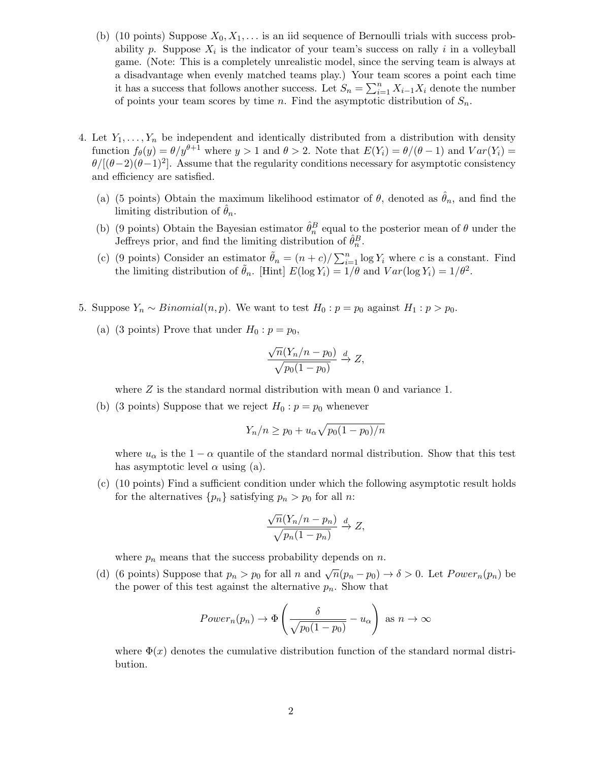(b) (10 points) Suppose $X_0, X_1, \ldots$ is an iid sequence of Bernoulli trials with success probability $p$. Suppose $X_i$ is the indicator of your team's success on rally $i$ in a volleyball game. (Note: This is a completely unrealistic model, since the serving team is always at a disadvantage when evenly matched teams play.) Your team scores a point each time it has a success that follows another success. Let $S_n = \sum_{i=1}^{n} X_{i-1}X_i$ denote the number of points your team scores by time $n$. Find the asymptotic distribution of $S_n$.

4. Let $Y_1, \ldots, Y_n$ be independent and identically distributed from a distribution with density function $f_\theta(y) = \theta/y^{\theta+1}$ where $y > 1$ and $\theta > 2$. Note that $E(Y_i) = \theta/(\theta-1)$ and $Var(Y_i) = \theta/[(\theta-2)(\theta-1)^2]$. Assume that the regularity conditions necessary for asymptotic consistency and efficiency are satisfied.

   (a) (5 points) Obtain the maximum likelihood estimator of $\theta$, denoted as $\hat{\theta}_n$, and find the limiting distribution of $\hat{\theta}_n$.

   (b) (9 points) Obtain the Bayesian estimator $\hat{\theta}_n^B$ equal to the posterior mean of $\theta$ under the Jeffreys prior, and find the limiting distribution of $\hat{\theta}_n^B$.

   (c) (9 points) Consider an estimator $\tilde{\theta}_n = (n+c)/\sum_{i=1}^{n} \log Y_i$ where $c$ is a constant. Find the limiting distribution of $\tilde{\theta}_n$. [Hint] $E(\log Y_i) = 1/\theta$ and $Var(\log Y_i) = 1/\theta^2$.

5. Suppose $Y_n \sim Binomial(n, p)$. We want to test $H_0 : p = p_0$ against $H_1 : p > p_0$.

   (a) (3 points) Prove that under $H_0 : p = p_0$,

   $$\frac{\sqrt{n}(Y_n/n - p_0)}{\sqrt{p_0(1-p_0)}} \xrightarrow{d} Z,$$

   where $Z$ is the standard normal distribution with mean 0 and variance 1.

   (b) (3 points) Suppose that we reject $H_0 : p = p_0$ whenever

   $$Y_n/n \geq p_0 + u_\alpha \sqrt{p_0(1-p_0)/n}$$

   where $u_\alpha$ is the $1-\alpha$ quantile of the standard normal distribution. Show that this test has asymptotic level $\alpha$ using (a).

   (c) (10 points) Find a sufficient condition under which the following asymptotic result holds for the alternatives $\{p_n\}$ satisfying $p_n > p_0$ for all $n$:

   $$\frac{\sqrt{n}(Y_n/n - p_n)}{\sqrt{p_n(1-p_n)}} \xrightarrow{d} Z,$$

   where $p_n$ means that the success probability depends on $n$.

   (d) (6 points) Suppose that $p_n > p_0$ for all $n$ and $\sqrt{n}(p_n - p_0) \to \delta > 0$. Let $Power_n(p_n)$ be the power of this test against the alternative $p_n$. Show that

   $$Power_n(p_n) \to \Phi\left(\frac{\delta}{\sqrt{p_0(1-p_0)}} - u_\alpha\right) \quad \text{as } n \to \infty$$

   where $\Phi(x)$ denotes the cumulative distribution function of the standard normal distribution.